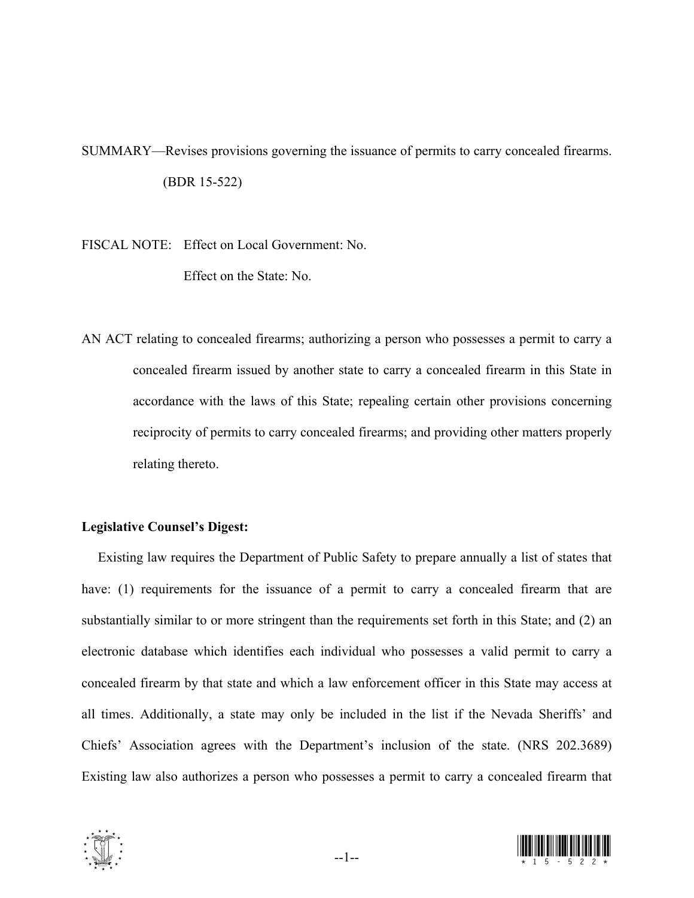SUMMARY—Revises provisions governing the issuance of permits to carry concealed firearms. (BDR 15-522)

FISCAL NOTE: Effect on Local Government: No.

Effect on the State: No.

AN ACT relating to concealed firearms; authorizing a person who possesses a permit to carry a concealed firearm issued by another state to carry a concealed firearm in this State in accordance with the laws of this State; repealing certain other provisions concerning reciprocity of permits to carry concealed firearms; and providing other matters properly relating thereto.

**Legislative Counsel's Digest:**

Existing law requires the Department of Public Safety to prepare annually a list of states that have: (1) requirements for the issuance of a permit to carry a concealed firearm that are substantially similar to or more stringent than the requirements set forth in this State; and (2) an electronic database which identifies each individual who possesses a valid permit to carry a concealed firearm by that state and which a law enforcement officer in this State may access at all times. Additionally, a state may only be included in the list if the Nevada Sheriffs' and Chiefs' Association agrees with the Department's inclusion of the state. (NRS 202.3689) Existing law also authorizes a person who possesses a permit to carry a concealed firearm that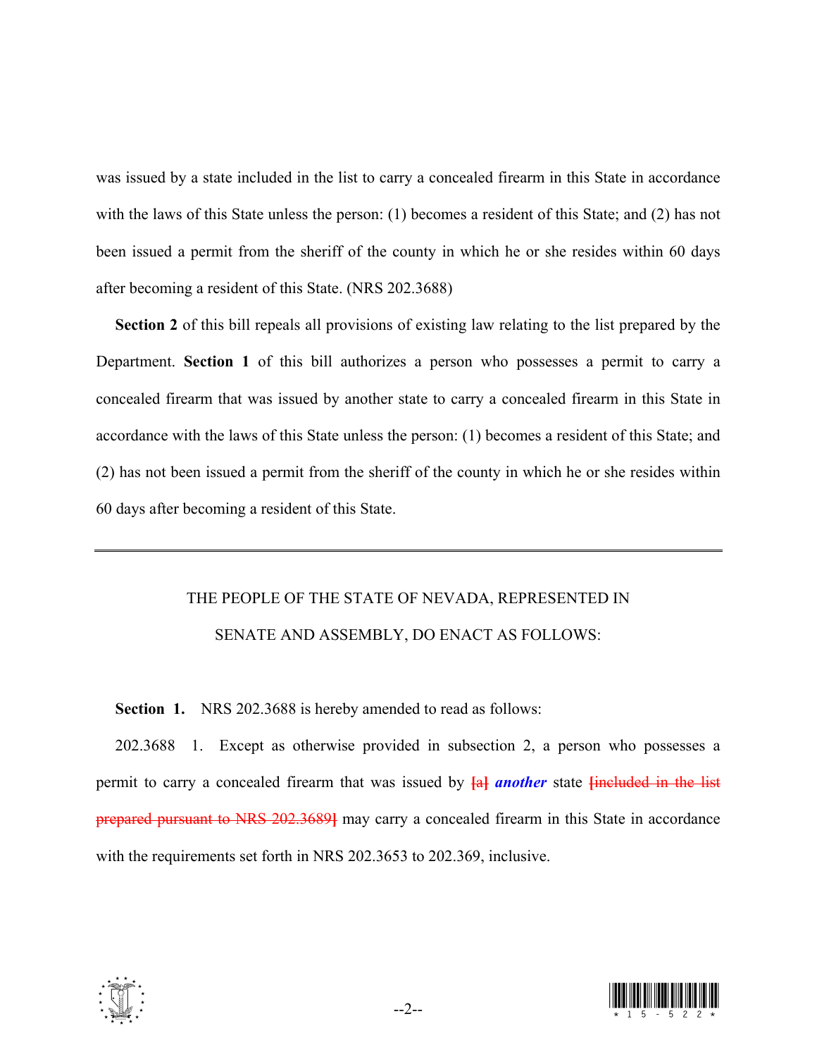was issued by a state included in the list to carry a concealed firearm in this State in accordance with the laws of this State unless the person: (1) becomes a resident of this State; and (2) has not been issued a permit from the sheriff of the county in which he or she resides within 60 days after becoming a resident of this State. (NRS 202.3688)

**Section 2** of this bill repeals all provisions of existing law relating to the list prepared by the Department. **Section 1** of this bill authorizes a person who possesses a permit to carry a concealed firearm that was issued by another state to carry a concealed firearm in this State in accordance with the laws of this State unless the person: (1) becomes a resident of this State; and (2) has not been issued a permit from the sheriff of the county in which he or she resides within 60 days after becoming a resident of this State.

---

THE PEOPLE OF THE STATE OF NEVADA, REPRESENTED IN SENATE AND ASSEMBLY, DO ENACT AS FOLLOWS:

**Section 1.** NRS 202.3688 is hereby amended to read as follows:

202.3688 1. Except as otherwise provided in subsection 2, a person who possesses a permit to carry a concealed firearm that was issued by ~~[a]~~ ***another*** state ~~[included in the list prepared pursuant to NRS 202.3689]~~ may carry a concealed firearm in this State in accordance with the requirements set forth in NRS 202.3653 to 202.369, inclusive.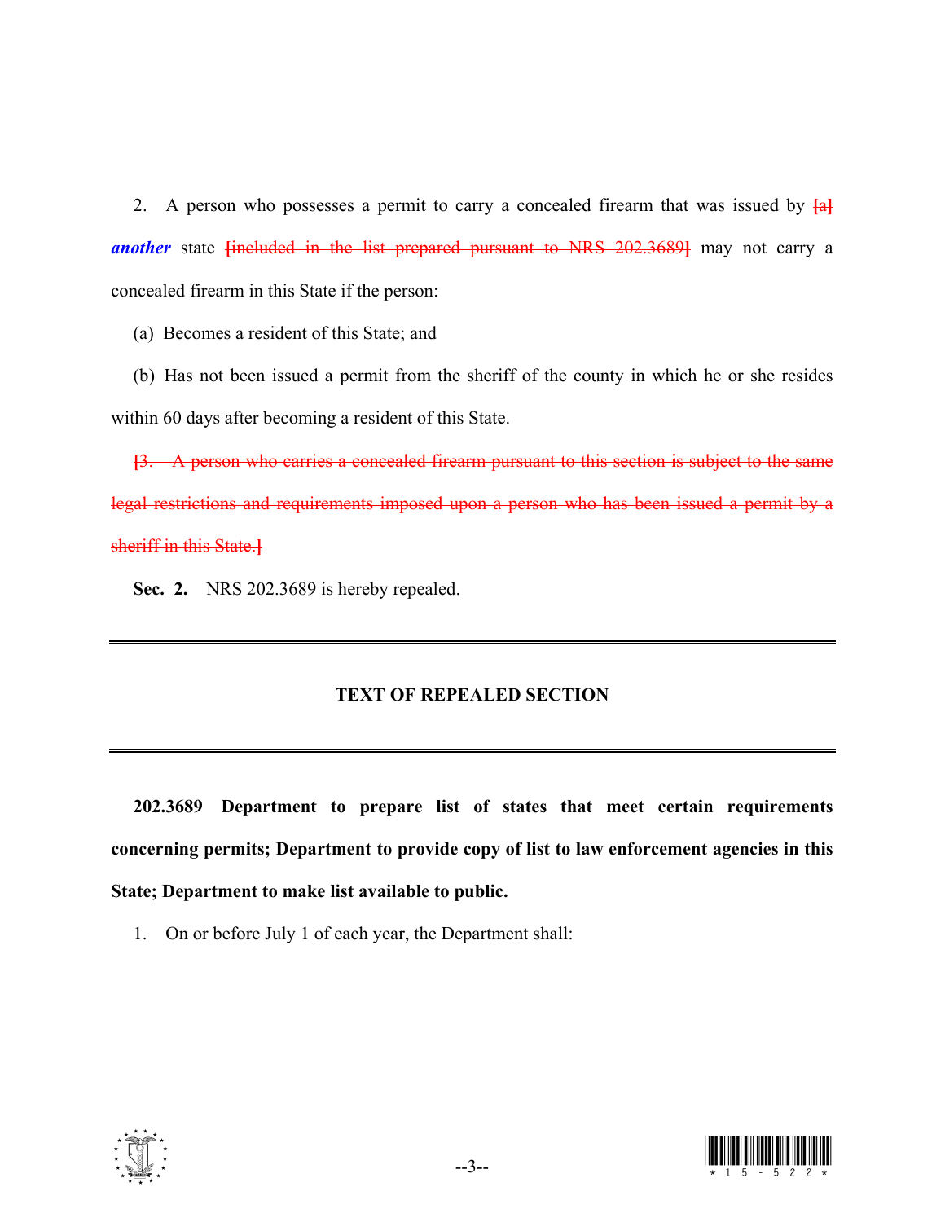2. A person who possesses a permit to carry a concealed firearm that was issued by ~~[a]~~ ***another*** state ~~[included in the list prepared pursuant to NRS 202.3689]~~ may not carry a concealed firearm in this State if the person:

(a) Becomes a resident of this State; and

(b) Has not been issued a permit from the sheriff of the county in which he or she resides within 60 days after becoming a resident of this State.

~~[3. A person who carries a concealed firearm pursuant to this section is subject to the same legal restrictions and requirements imposed upon a person who has been issued a permit by a sheriff in this State.]~~

**Sec. 2.** NRS 202.3689 is hereby repealed.

---

## TEXT OF REPEALED SECTION

---

**202.3689 Department to prepare list of states that meet certain requirements concerning permits; Department to provide copy of list to law enforcement agencies in this State; Department to make list available to public.**

1. On or before July 1 of each year, the Department shall: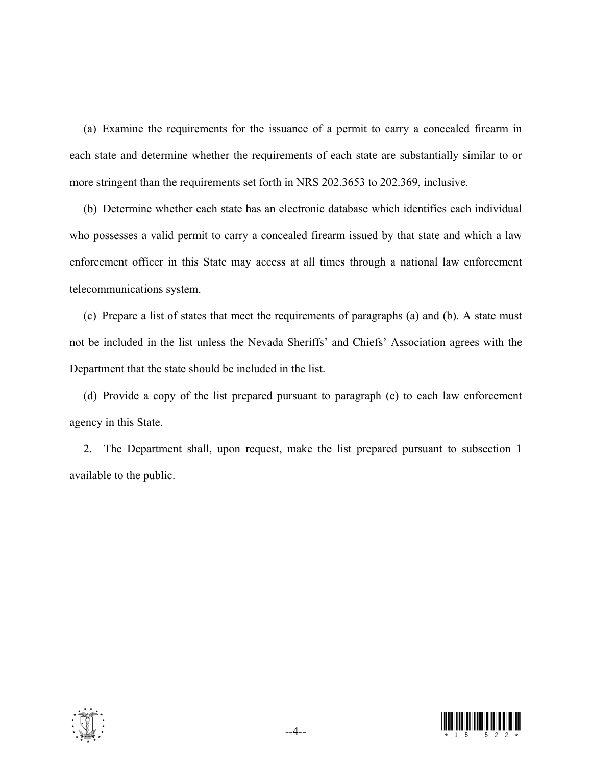(a) Examine the requirements for the issuance of a permit to carry a concealed firearm in each state and determine whether the requirements of each state are substantially similar to or more stringent than the requirements set forth in NRS 202.3653 to 202.369, inclusive.

(b) Determine whether each state has an electronic database which identifies each individual who possesses a valid permit to carry a concealed firearm issued by that state and which a law enforcement officer in this State may access at all times through a national law enforcement telecommunications system.

(c) Prepare a list of states that meet the requirements of paragraphs (a) and (b). A state must not be included in the list unless the Nevada Sheriffs' and Chiefs' Association agrees with the Department that the state should be included in the list.

(d) Provide a copy of the list prepared pursuant to paragraph (c) to each law enforcement agency in this State.

2. The Department shall, upon request, make the list prepared pursuant to subsection 1 available to the public.